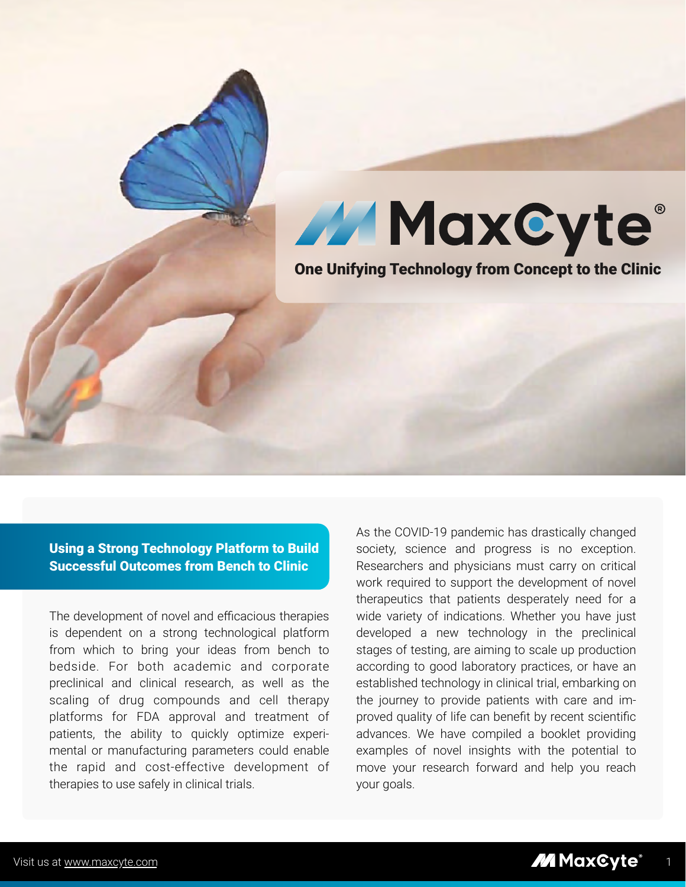# MaxCyte®

**One Unifying Technology from Concept to the Clinic**

## Using a Strong Technology Platform to Build Successful Outcomes from Bench to Clinic

The development of novel and efficacious therapies is dependent on a strong technological platform from which to bring your ideas from bench to bedside. For both academic and corporate preclinical and clinical research, as well as the scaling of drug compounds and cell therapy platforms for FDA approval and treatment of patients, the ability to quickly optimize experimental or manufacturing parameters could enable the rapid and cost-effective development of therapies to use safely in clinical trials.

As the COVID-19 pandemic has drastically changed society, science and progress is no exception. Researchers and physicians must carry on critical work required to support the development of novel therapeutics that patients desperately need for a wide variety of indications. Whether you have just developed a new technology in the preclinical stages of testing, are aiming to scale up production according to good laboratory practices, or have an established technology in clinical trial, embarking on the journey to provide patients with care and improved quality of life can benefit by recent scientific advances. We have compiled a booklet providing examples of novel insights with the potential to move your research forward and help you reach your goals.

Visit us at www.maxcyte.com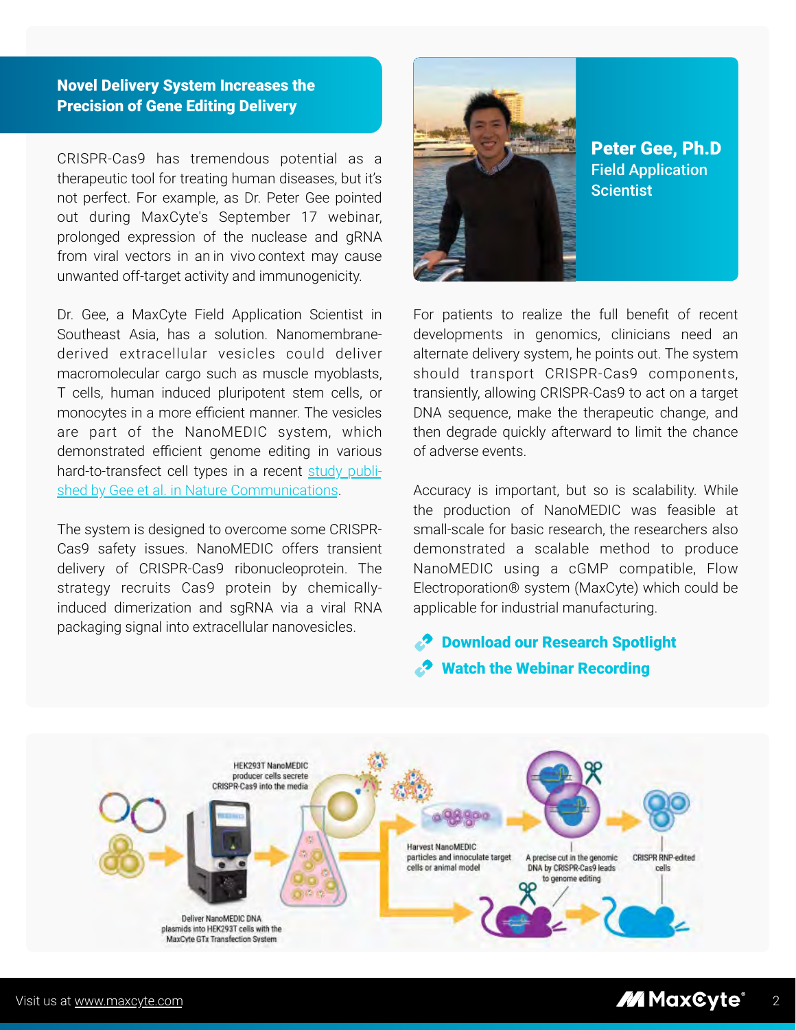## Novel Delivery System Increases the Precision of Gene Editing Delivery

CRISPR-Cas9 has tremendous potential as a therapeutic tool for treating human diseases, but it's not perfect. For example, as Dr. Peter Gee pointed out during MaxCyte's September 17 webinar, prolonged expression of the nuclease and gRNA from viral vectors in an in vivo context may cause unwanted off-target activity and immunogenicity.

Dr. Gee, a MaxCyte Field Application Scientist in Southeast Asia, has a solution. Nanomembrane-derived extracellular vesicles could deliver macromolecular cargo such as muscle myoblasts, T cells, human induced pluripotent stem cells, or monocytes in a more efficient manner. The vesicles are part of the NanoMEDIC system, which demonstrated efficient genome editing in various hard-to-transfect cell types in a recent study published by Gee et al. in Nature Communications.

The system is designed to overcome some CRISPR-Cas9 safety issues. NanoMEDIC offers transient delivery of CRISPR-Cas9 ribonucleoprotein. The strategy recruits Cas9 protein by chemically-induced dimerization and sgRNA via a viral RNA packaging signal into extracellular nanovesicles.

**Peter Gee, Ph.D**
**Field Application Scientist**

For patients to realize the full benefit of recent developments in genomics, clinicians need an alternate delivery system, he points out. The system should transport CRISPR-Cas9 components, transiently, allowing CRISPR-Cas9 to act on a target DNA sequence, make the therapeutic change, and then degrade quickly afterward to limit the chance of adverse events.

Accuracy is important, but so is scalability. While the production of NanoMEDIC was feasible at small-scale for basic research, the researchers also demonstrated a scalable method to produce NanoMEDIC using a cGMP compatible, Flow Electroporation® system (MaxCyte) which could be applicable for industrial manufacturing.

- **Download our Research Spotlight**
- **Watch the Webinar Recording**

Deliver NanoMEDIC DNA plasmids into HEK293T cells with the MaxCyte GTx Transfection System

HEK293T NanoMEDIC producer cells secrete CRISPR-Cas9 into the media

Harvest NanoMEDIC particles and innoculate target cells or animal model

A precise cut in the genomic DNA by CRISPR-Cas9 leads to genome editing

CRISPR RNP-edited cells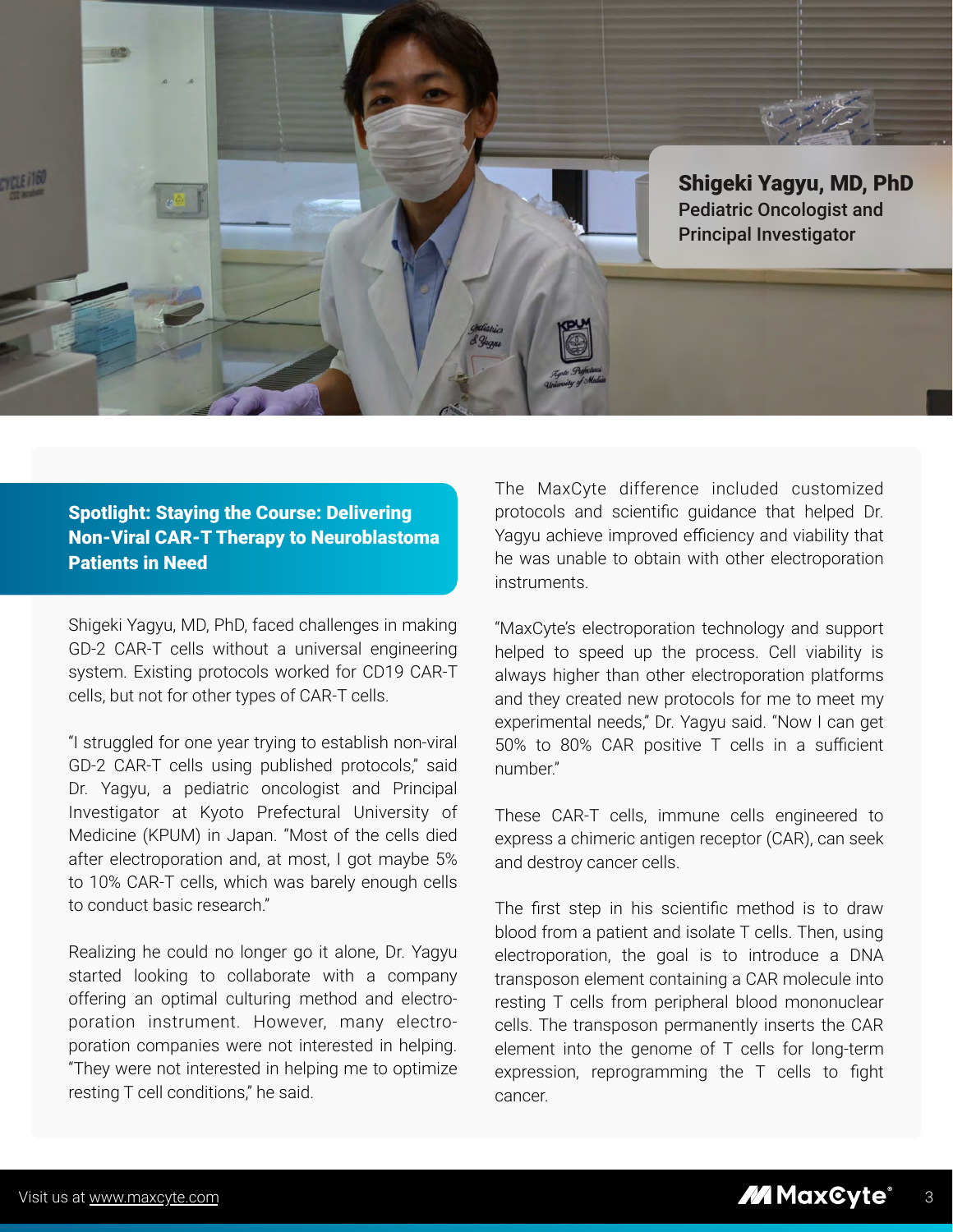**Shigeki Yagyu, MD, PhD**
**Pediatric Oncologist and Principal Investigator**

## Spotlight: Staying the Course: Delivering Non-Viral CAR-T Therapy to Neuroblastoma Patients in Need

Shigeki Yagyu, MD, PhD, faced challenges in making GD-2 CAR-T cells without a universal engineering system. Existing protocols worked for CD19 CAR-T cells, but not for other types of CAR-T cells.

"I struggled for one year trying to establish non-viral GD-2 CAR-T cells using published protocols," said Dr. Yagyu, a pediatric oncologist and Principal Investigator at Kyoto Prefectural University of Medicine (KPUM) in Japan. "Most of the cells died after electroporation and, at most, I got maybe 5% to 10% CAR-T cells, which was barely enough cells to conduct basic research."

Realizing he could no longer go it alone, Dr. Yagyu started looking to collaborate with a company offering an optimal culturing method and electroporation instrument. However, many electroporation companies were not interested in helping. "They were not interested in helping me to optimize resting T cell conditions," he said.

The MaxCyte difference included customized protocols and scientific guidance that helped Dr. Yagyu achieve improved efficiency and viability that he was unable to obtain with other electroporation instruments.

"MaxCyte's electroporation technology and support helped to speed up the process. Cell viability is always higher than other electroporation platforms and they created new protocols for me to meet my experimental needs," Dr. Yagyu said. "Now I can get 50% to 80% CAR positive T cells in a sufficient number."

These CAR-T cells, immune cells engineered to express a chimeric antigen receptor (CAR), can seek and destroy cancer cells.

The first step in his scientific method is to draw blood from a patient and isolate T cells. Then, using electroporation, the goal is to introduce a DNA transposon element containing a CAR molecule into resting T cells from peripheral blood mononuclear cells. The transposon permanently inserts the CAR element into the genome of T cells for long-term expression, reprogramming the T cells to fight cancer.

Visit us at www.maxcyte.com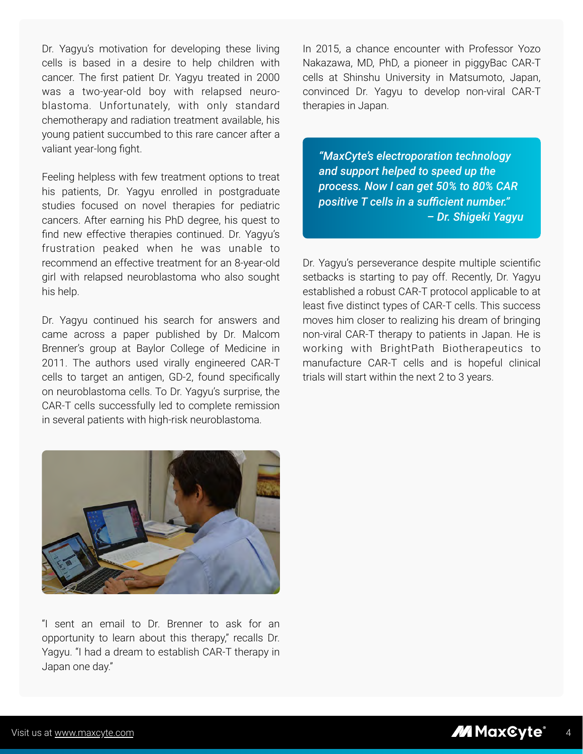Dr. Yagyu's motivation for developing these living cells is based in a desire to help children with cancer. The first patient Dr. Yagyu treated in 2000 was a two-year-old boy with relapsed neuroblastoma. Unfortunately, with only standard chemotherapy and radiation treatment available, his young patient succumbed to this rare cancer after a valiant year-long fight.

Feeling helpless with few treatment options to treat his patients, Dr. Yagyu enrolled in postgraduate studies focused on novel therapies for pediatric cancers. After earning his PhD degree, his quest to find new effective therapies continued. Dr. Yagyu's frustration peaked when he was unable to recommend an effective treatment for an 8-year-old girl with relapsed neuroblastoma who also sought his help.

Dr. Yagyu continued his search for answers and came across a paper published by Dr. Malcom Brenner's group at Baylor College of Medicine in 2011. The authors used virally engineered CAR-T cells to target an antigen, GD-2, found specifically on neuroblastoma cells. To Dr. Yagyu's surprise, the CAR-T cells successfully led to complete remission in several patients with high-risk neuroblastoma.

"I sent an email to Dr. Brenner to ask for an opportunity to learn about this therapy," recalls Dr. Yagyu. "I had a dream to establish CAR-T therapy in Japan one day."

In 2015, a chance encounter with Professor Yozo Nakazawa, MD, PhD, a pioneer in piggyBac CAR-T cells at Shinshu University in Matsumoto, Japan, convinced Dr. Yagyu to develop non-viral CAR-T therapies in Japan.

> ***"MaxCyte's electroporation technology and support helped to speed up the process. Now I can get 50% to 80% CAR positive T cells in a sufficient number."***
> ***– Dr. Shigeki Yagyu***

Dr. Yagyu's perseverance despite multiple scientific setbacks is starting to pay off. Recently, Dr. Yagyu established a robust CAR-T protocol applicable to at least five distinct types of CAR-T cells. This success moves him closer to realizing his dream of bringing non-viral CAR-T therapy to patients in Japan. He is working with BrightPath Biotherapeutics to manufacture CAR-T cells and is hopeful clinical trials will start within the next 2 to 3 years.

Visit us at www.maxcyte.com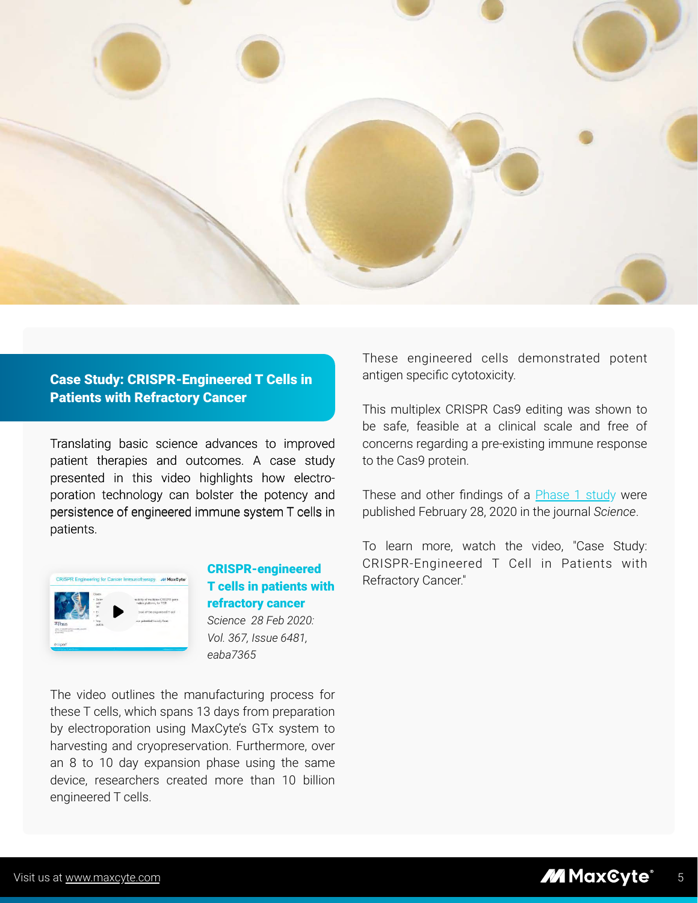## Case Study: CRISPR-Engineered T Cells in Patients with Refractory Cancer

Translating basic science advances to improved patient therapies and outcomes. A case study presented in this video highlights how electroporation technology can bolster the potency and persistence of engineered immune system T cells in patients.

**CRISPR-engineered T cells in patients with refractory cancer**
*Science 28 Feb 2020: Vol. 367, Issue 6481, eaba7365*

The video outlines the manufacturing process for these T cells, which spans 13 days from preparation by electroporation using MaxCyte's GTx system to harvesting and cryopreservation. Furthermore, over an 8 to 10 day expansion phase using the same device, researchers created more than 10 billion engineered T cells.

These engineered cells demonstrated potent antigen specific cytotoxicity.

This multiplex CRISPR Cas9 editing was shown to be safe, feasible at a clinical scale and free of concerns regarding a pre-existing immune response to the Cas9 protein.

These and other findings of a Phase 1 study were published February 28, 2020 in the journal *Science*.

To learn more, watch the video, "Case Study: CRISPR-Engineered T Cell in Patients with Refractory Cancer."

Visit us at www.maxcyte.com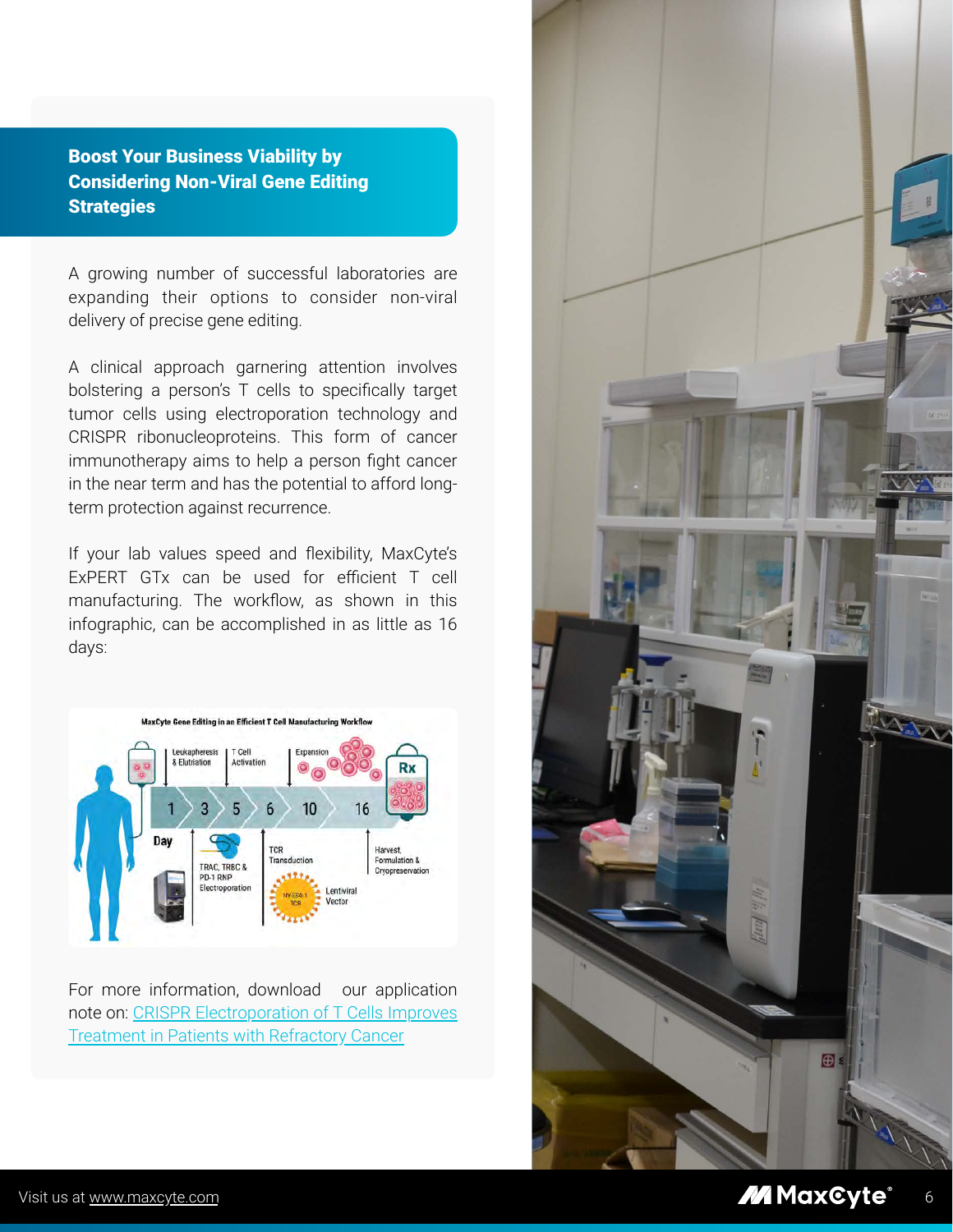## Boost Your Business Viability by Considering Non-Viral Gene Editing Strategies

A growing number of successful laboratories are expanding their options to consider non-viral delivery of precise gene editing.

A clinical approach garnering attention involves bolstering a person's T cells to specifically target tumor cells using electroporation technology and CRISPR ribonucleoproteins. This form of cancer immunotherapy aims to help a person fight cancer in the near term and has the potential to afford long-term protection against recurrence.

If your lab values speed and flexibility, MaxCyte's ExPERT GTx can be used for efficient T cell manufacturing. The workflow, as shown in this infographic, can be accomplished in as little as 16 days:

**MaxCyte Gene Editing in an Efficient T Cell Manufacturing Workflow**

Day 1: Leukapheresis & Elutriation
Day 3: T Cell Activation
Day 5: TRAC, TRBC & PD-1 RNP Electroporation
Day 6: TCR Transduction (NY-ESO-1 TCR Lentiviral Vector)
Day 10: Expansion
Day 16: Harvest, Formulation & Cryopreservation (Rx)

For more information, download our application note on: [CRISPR Electroporation of T Cells Improves Treatment in Patients with Refractory Cancer]

Visit us at www.maxcyte.com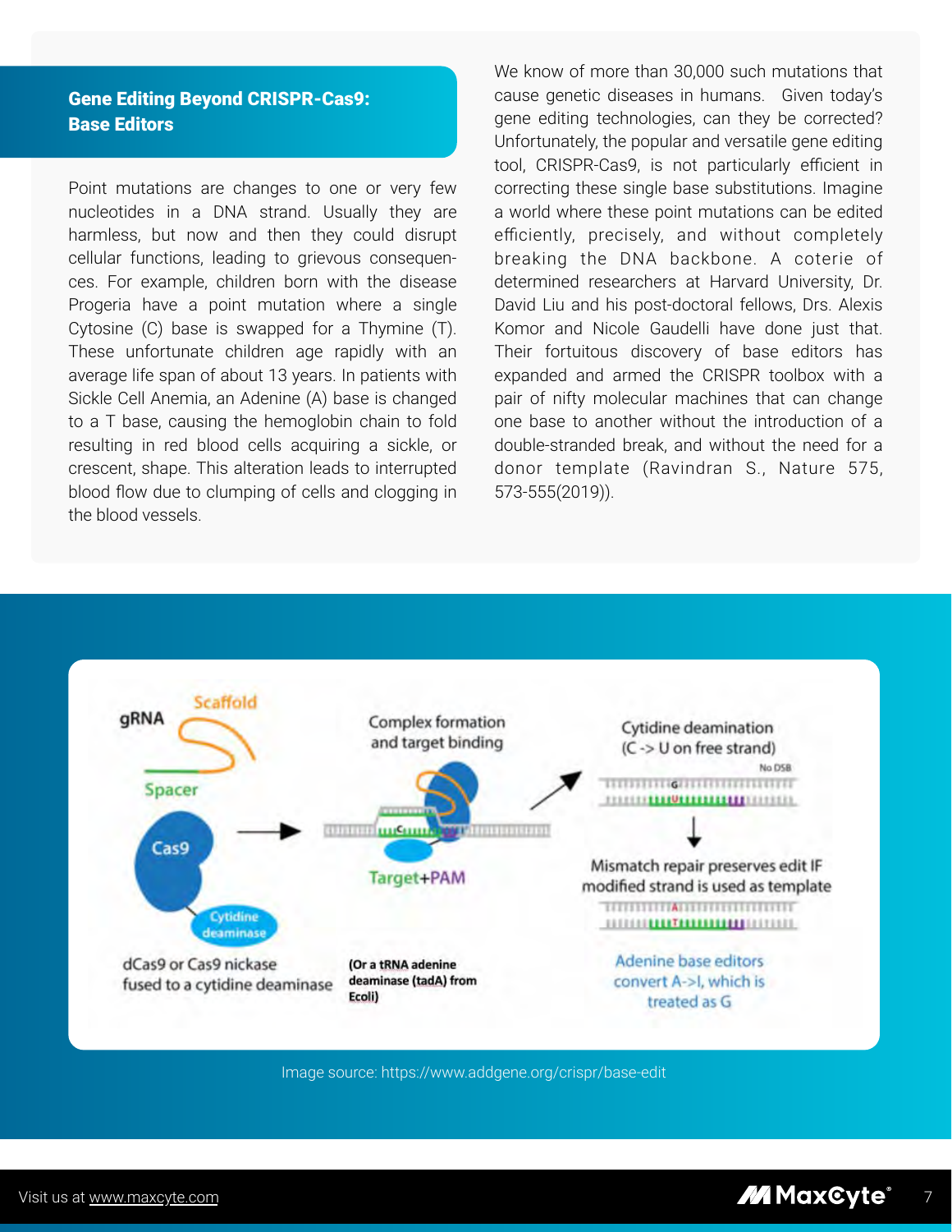## Gene Editing Beyond CRISPR-Cas9: Base Editors

Point mutations are changes to one or very few nucleotides in a DNA strand. Usually they are harmless, but now and then they could disrupt cellular functions, leading to grievous consequences. For example, children born with the disease Progeria have a point mutation where a single Cytosine (C) base is swapped for a Thymine (T). These unfortunate children age rapidly with an average life span of about 13 years. In patients with Sickle Cell Anemia, an Adenine (A) base is changed to a T base, causing the hemoglobin chain to fold resulting in red blood cells acquiring a sickle, or crescent, shape. This alteration leads to interrupted blood flow due to clumping of cells and clogging in the blood vessels.

We know of more than 30,000 such mutations that cause genetic diseases in humans. Given today's gene editing technologies, can they be corrected? Unfortunately, the popular and versatile gene editing tool, CRISPR-Cas9, is not particularly efficient in correcting these single base substitutions. Imagine a world where these point mutations can be edited efficiently, precisely, and without completely breaking the DNA backbone. A coterie of determined researchers at Harvard University, Dr. David Liu and his post-doctoral fellows, Drs. Alexis Komor and Nicole Gaudelli have done just that. Their fortuitous discovery of base editors has expanded and armed the CRISPR toolbox with a pair of nifty molecular machines that can change one base to another without the introduction of a double-stranded break, and without the need for a donor template (Ravindran S., Nature 575, 573-555(2019)).

gRNA — Scaffold — Spacer — Cas9 — Cytidine deaminase

dCas9 or Cas9 nickase fused to a cytidine deaminase

Complex formation and target binding

Target+PAM

**(Or a tRNA adenine deaminase (tadA) from Ecoli)**

Cytidine deamination (C -> U on free strand)

No DSB

Mismatch repair preserves edit IF modified strand is used as template

Adenine base editors convert A->I, which is treated as G

Image source: https://www.addgene.org/crispr/base-edit

Visit us at www.maxcyte.com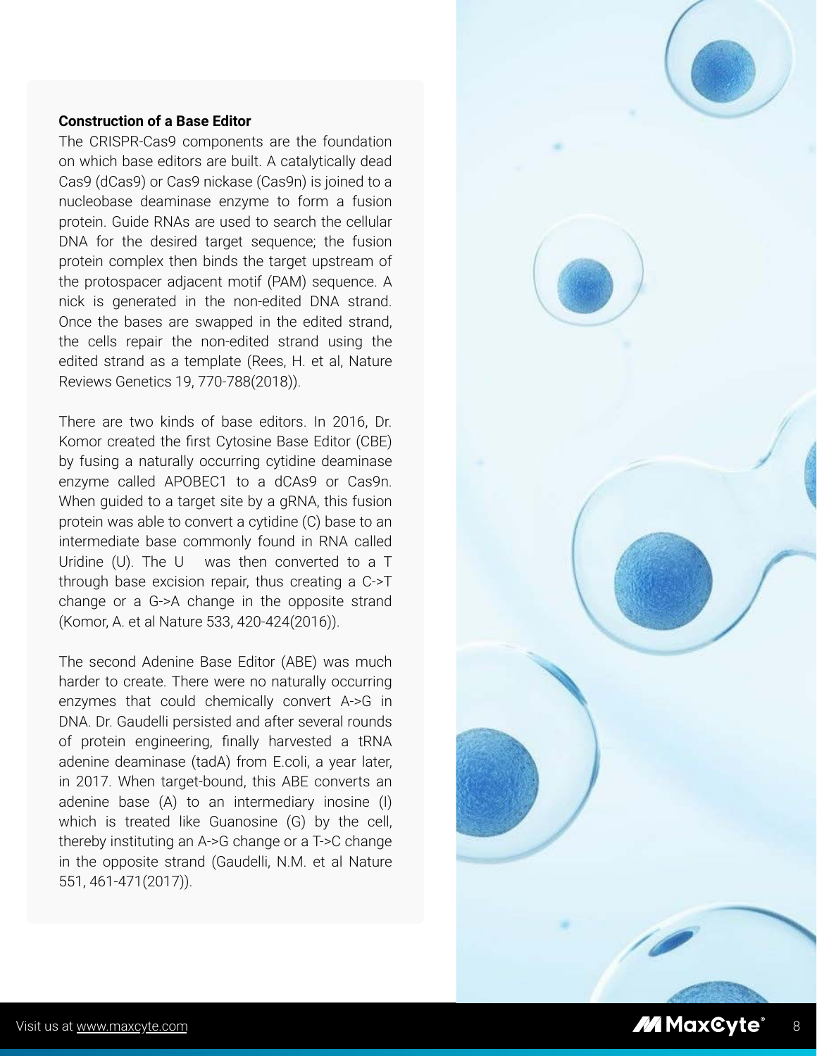### Construction of a Base Editor

The CRISPR-Cas9 components are the foundation on which base editors are built. A catalytically dead Cas9 (dCas9) or Cas9 nickase (Cas9n) is joined to a nucleobase deaminase enzyme to form a fusion protein. Guide RNAs are used to search the cellular DNA for the desired target sequence; the fusion protein complex then binds the target upstream of the protospacer adjacent motif (PAM) sequence. A nick is generated in the non-edited DNA strand. Once the bases are swapped in the edited strand, the cells repair the non-edited strand using the edited strand as a template (Rees, H. et al, Nature Reviews Genetics 19, 770-788(2018)).

There are two kinds of base editors. In 2016, Dr. Komor created the first Cytosine Base Editor (CBE) by fusing a naturally occurring cytidine deaminase enzyme called APOBEC1 to a dCAs9 or Cas9n. When guided to a target site by a gRNA, this fusion protein was able to convert a cytidine (C) base to an intermediate base commonly found in RNA called Uridine (U). The U was then converted to a T through base excision repair, thus creating a C->T change or a G->A change in the opposite strand (Komor, A. et al Nature 533, 420-424(2016)).

The second Adenine Base Editor (ABE) was much harder to create. There were no naturally occurring enzymes that could chemically convert A->G in DNA. Dr. Gaudelli persisted and after several rounds of protein engineering, finally harvested a tRNA adenine deaminase (tadA) from E.coli, a year later, in 2017. When target-bound, this ABE converts an adenine base (A) to an intermediary inosine (I) which is treated like Guanosine (G) by the cell, thereby instituting an A->G change or a T->C change in the opposite strand (Gaudelli, N.M. et al Nature 551, 461-471(2017)).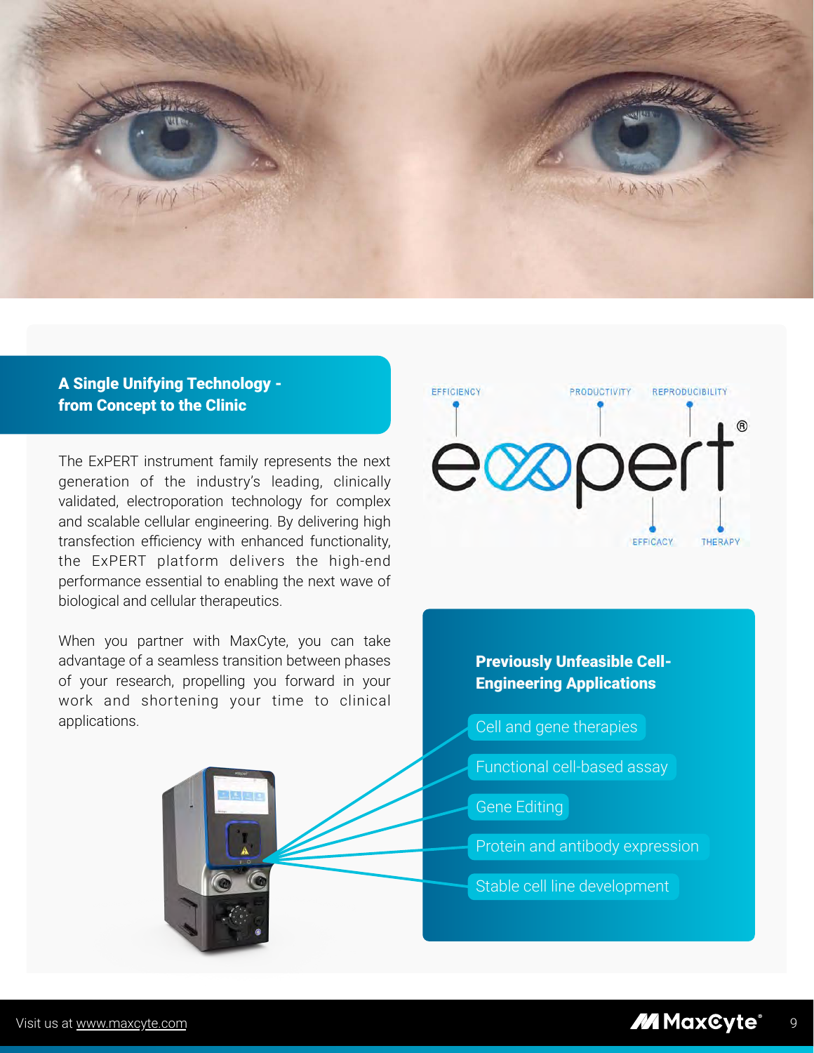## A Single Unifying Technology - from Concept to the Clinic

The ExPERT instrument family represents the next generation of the industry's leading, clinically validated, electroporation technology for complex and scalable cellular engineering. By delivering high transfection efficiency with enhanced functionality, the ExPERT platform delivers the high-end performance essential to enabling the next wave of biological and cellular therapeutics.

When you partner with MaxCyte, you can take advantage of a seamless transition between phases of your research, propelling you forward in your work and shortening your time to clinical applications.

EFFICIENCY · PRODUCTIVITY · REPRODUCIBILITY · EFFICACY · THERAPY

### Previously Unfeasible Cell-Engineering Applications

- Cell and gene therapies
- Functional cell-based assay
- Gene Editing
- Protein and antibody expression
- Stable cell line development

Visit us at www.maxcyte.com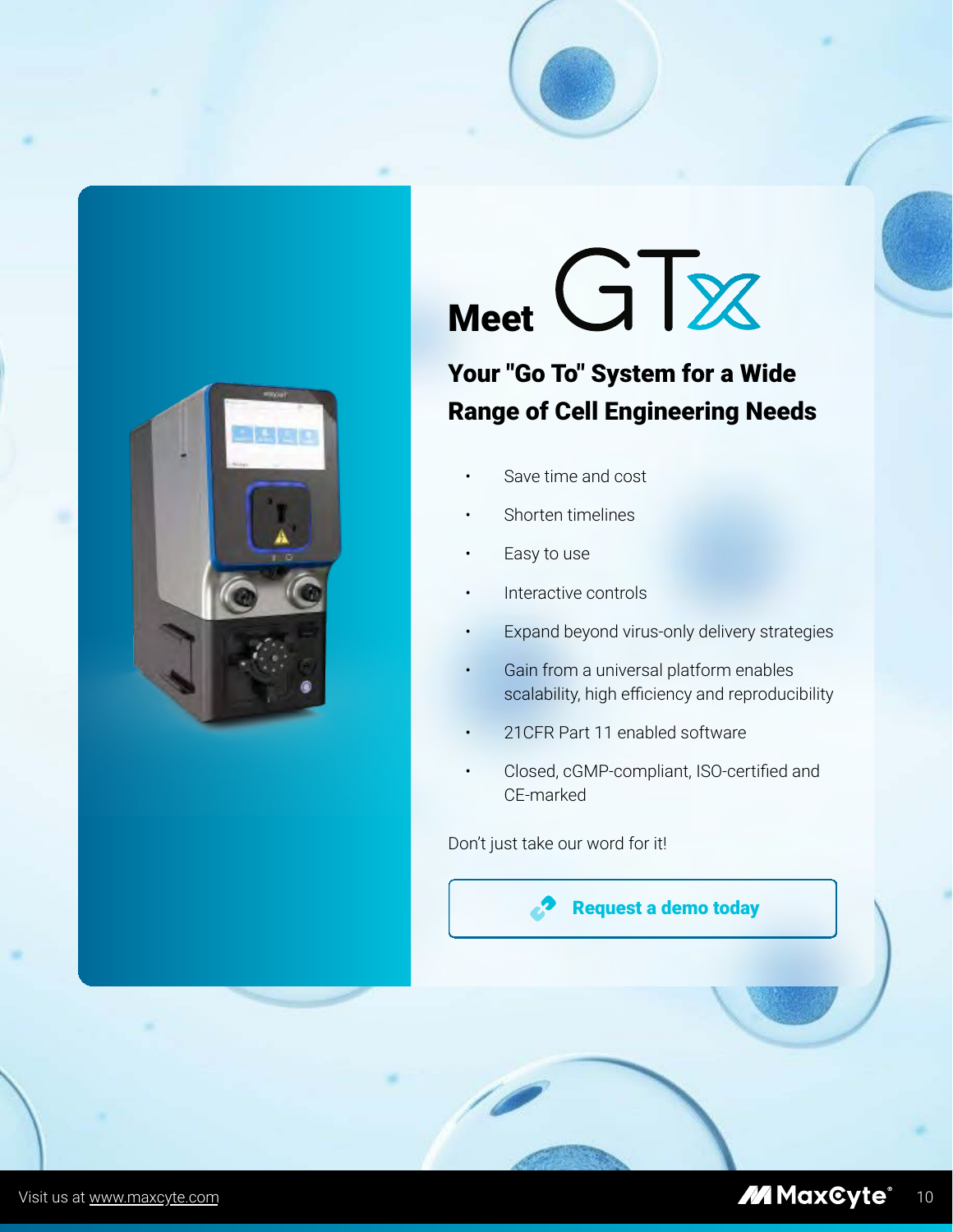# Meet GTx

## Your "Go To" System for a Wide Range of Cell Engineering Needs

- Save time and cost
- Shorten timelines
- Easy to use
- Interactive controls
- Expand beyond virus-only delivery strategies
- Gain from a universal platform enables scalability, high efficiency and reproducibility
- 21CFR Part 11 enabled software
- Closed, cGMP-compliant, ISO-certified and CE-marked

Don't just take our word for it!

**Request a demo today**

Visit us at www.maxcyte.com